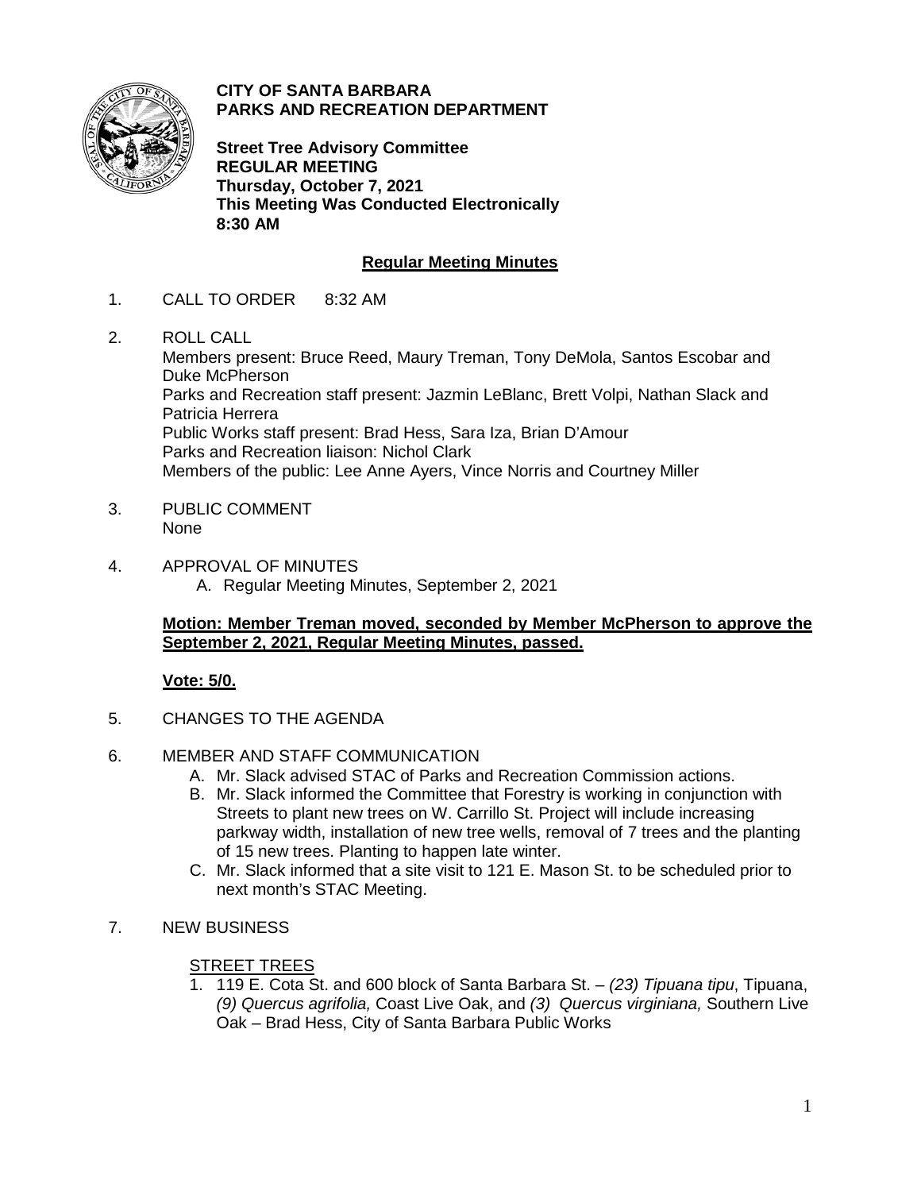**CITY OF SANTA BARBARA**
**PARKS AND RECREATION DEPARTMENT**

**Street Tree Advisory Committee**
**REGULAR MEETING**
**Thursday, October 7, 2021**
**This Meeting Was Conducted Electronically**
**8:30 AM**

## Regular Meeting Minutes

1. CALL TO ORDER 8:32 AM

2. ROLL CALL
   Members present: Bruce Reed, Maury Treman, Tony DeMola, Santos Escobar and Duke McPherson
   Parks and Recreation staff present: Jazmin LeBlanc, Brett Volpi, Nathan Slack and Patricia Herrera
   Public Works staff present: Brad Hess, Sara Iza, Brian D'Amour
   Parks and Recreation liaison: Nichol Clark
   Members of the public: Lee Anne Ayers, Vince Norris and Courtney Miller

3. PUBLIC COMMENT
   None

4. APPROVAL OF MINUTES
   A. Regular Meeting Minutes, September 2, 2021

   **Motion: Member Treman moved, seconded by Member McPherson to approve the September 2, 2021, Regular Meeting Minutes, passed.**

   **Vote: 5/0.**

5. CHANGES TO THE AGENDA

6. MEMBER AND STAFF COMMUNICATION
   A. Mr. Slack advised STAC of Parks and Recreation Commission actions.
   B. Mr. Slack informed the Committee that Forestry is working in conjunction with Streets to plant new trees on W. Carrillo St. Project will include increasing parkway width, installation of new tree wells, removal of 7 trees and the planting of 15 new trees. Planting to happen late winter.
   C. Mr. Slack informed that a site visit to 121 E. Mason St. to be scheduled prior to next month's STAC Meeting.

7. NEW BUSINESS

   STREET TREES

   1. 119 E. Cota St. and 600 block of Santa Barbara St. – *(23) Tipuana tipu*, Tipuana, *(9) Quercus agrifolia,* Coast Live Oak, and *(3) Quercus virginiana,* Southern Live Oak – Brad Hess, City of Santa Barbara Public Works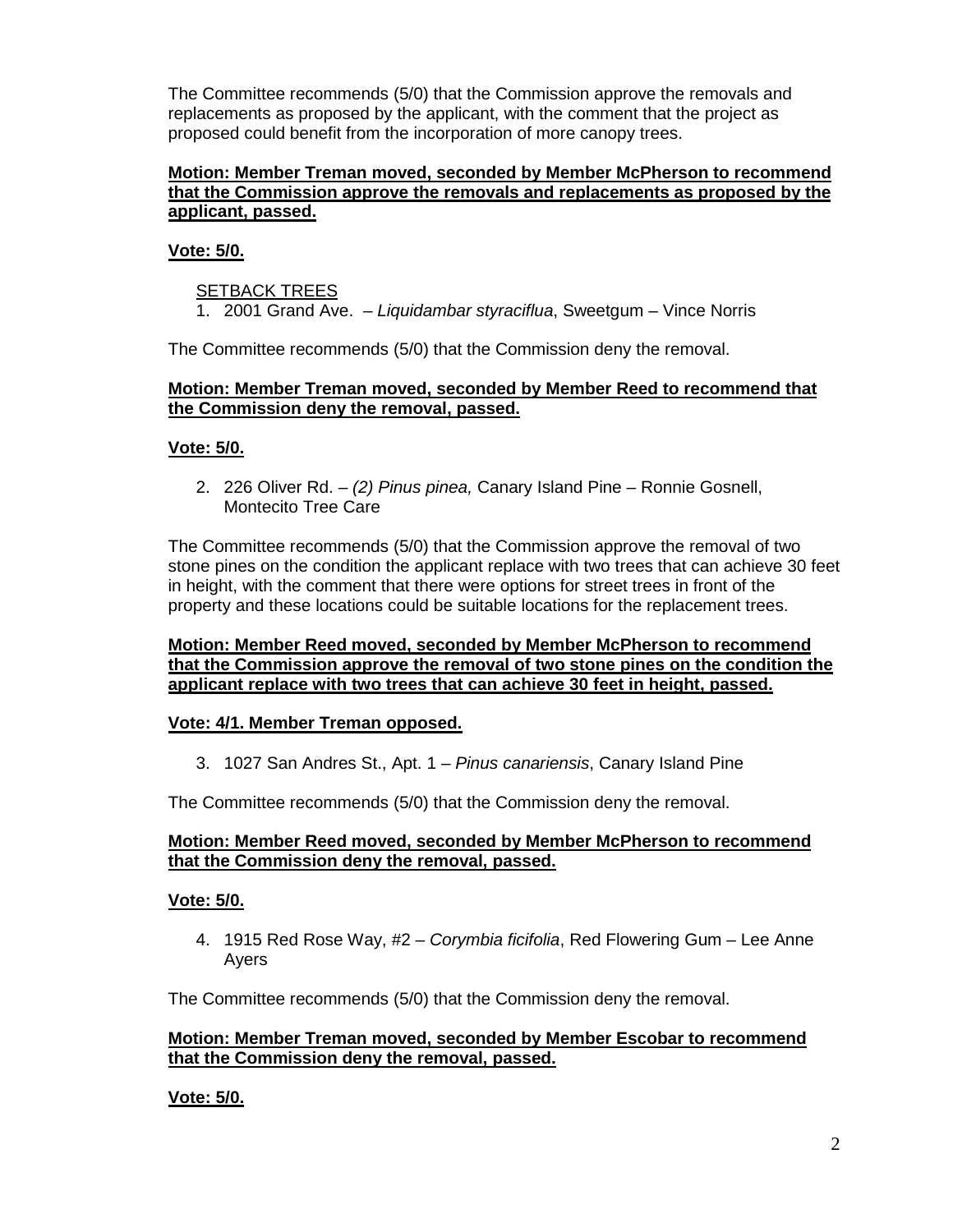The Committee recommends (5/0) that the Commission approve the removals and replacements as proposed by the applicant, with the comment that the project as proposed could benefit from the incorporation of more canopy trees.

**Motion: Member Treman moved, seconded by Member McPherson to recommend that the Commission approve the removals and replacements as proposed by the applicant, passed.**

**Vote: 5/0.**

SETBACK TREES

1. 2001 Grand Ave. – *Liquidambar styraciflua*, Sweetgum – Vince Norris

The Committee recommends (5/0) that the Commission deny the removal.

**Motion: Member Treman moved, seconded by Member Reed to recommend that the Commission deny the removal, passed.**

**Vote: 5/0.**

2. 226 Oliver Rd. – *(2) Pinus pinea,* Canary Island Pine – Ronnie Gosnell, Montecito Tree Care

The Committee recommends (5/0) that the Commission approve the removal of two stone pines on the condition the applicant replace with two trees that can achieve 30 feet in height, with the comment that there were options for street trees in front of the property and these locations could be suitable locations for the replacement trees.

**Motion: Member Reed moved, seconded by Member McPherson to recommend that the Commission approve the removal of two stone pines on the condition the applicant replace with two trees that can achieve 30 feet in height, passed.**

**Vote: 4/1. Member Treman opposed.**

3. 1027 San Andres St., Apt. 1 – *Pinus canariensis*, Canary Island Pine

The Committee recommends (5/0) that the Commission deny the removal.

**Motion: Member Reed moved, seconded by Member McPherson to recommend that the Commission deny the removal, passed.**

**Vote: 5/0.**

4. 1915 Red Rose Way, #2 – *Corymbia ficifolia*, Red Flowering Gum – Lee Anne Ayers

The Committee recommends (5/0) that the Commission deny the removal.

**Motion: Member Treman moved, seconded by Member Escobar to recommend that the Commission deny the removal, passed.**

**Vote: 5/0.**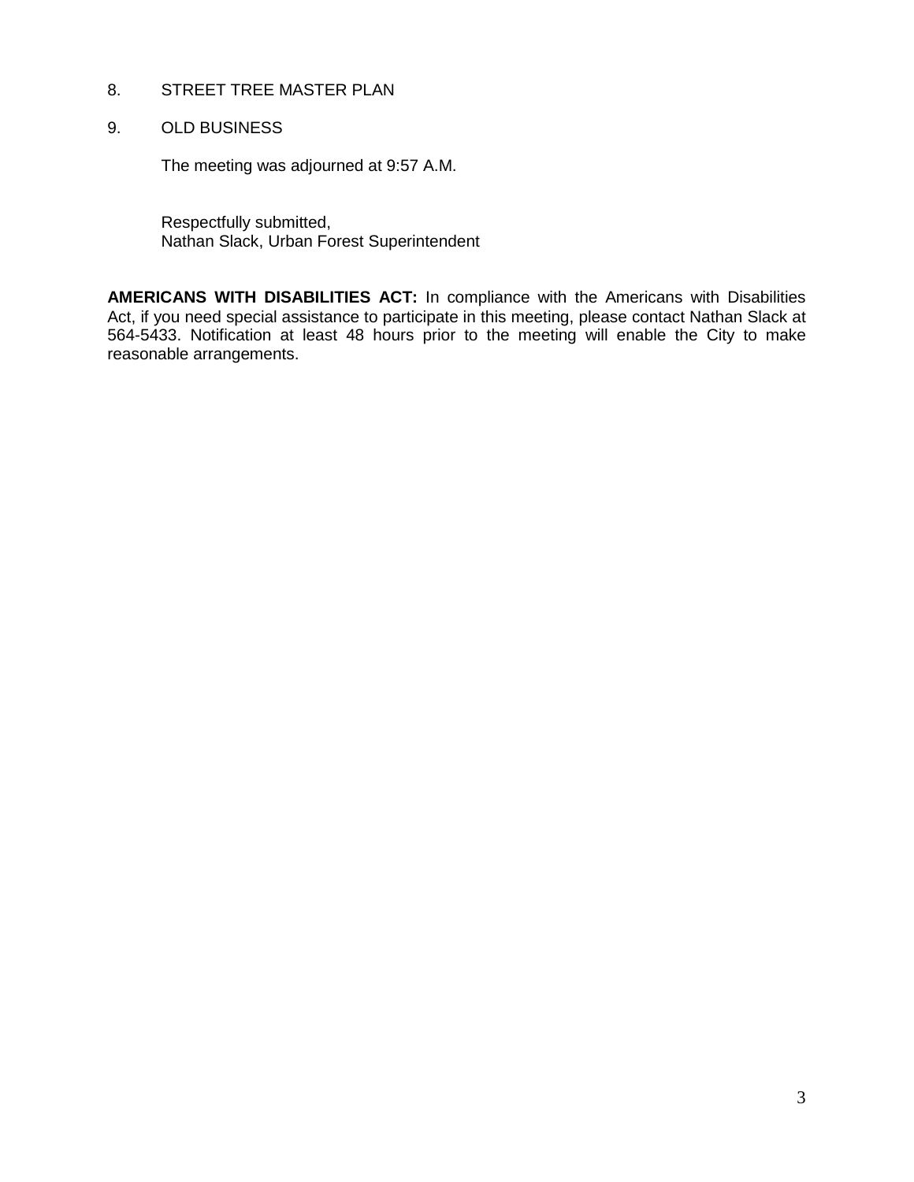8. STREET TREE MASTER PLAN

9. OLD BUSINESS

The meeting was adjourned at 9:57 A.M.

Respectfully submitted,
Nathan Slack, Urban Forest Superintendent

**AMERICANS WITH DISABILITIES ACT:** In compliance with the Americans with Disabilities Act, if you need special assistance to participate in this meeting, please contact Nathan Slack at 564-5433. Notification at least 48 hours prior to the meeting will enable the City to make reasonable arrangements.